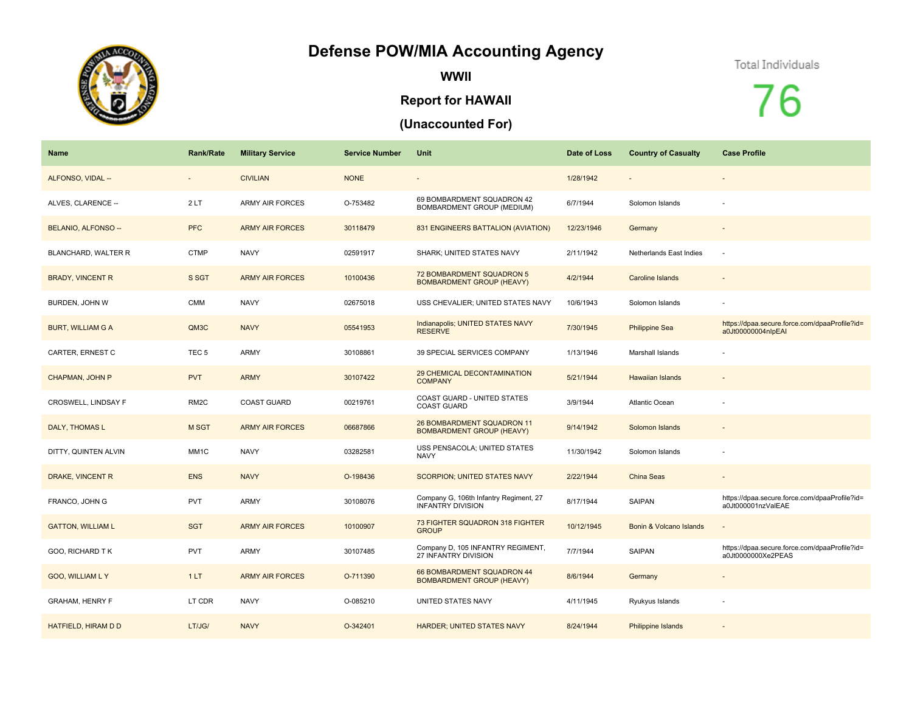# Defense POW/MIA Accounting Agency

## WWII

## Report for HAWAII

## (Unaccounted For)

Total Individuals

76

| Name | Rank/Rate | Military Service | Service Number | Unit | Date of Loss | Country of Casualty | Case Profile |
|---|---|---|---|---|---|---|---|
| ALFONSO, VIDAL -- | - | CIVILIAN | NONE | - | 1/28/1942 | - | - |
| ALVES, CLARENCE -- | 2 LT | ARMY AIR FORCES | O-753482 | 69 BOMBARDMENT SQUADRON 42 BOMBARDMENT GROUP (MEDIUM) | 6/7/1944 | Solomon Islands | - |
| BELANIO, ALFONSO -- | PFC | ARMY AIR FORCES | 30118479 | 831 ENGINEERS BATTALION (AVIATION) | 12/23/1946 | Germany | - |
| BLANCHARD, WALTER R | CTMP | NAVY | 02591917 | SHARK; UNITED STATES NAVY | 2/11/1942 | Netherlands East Indies | - |
| BRADY, VINCENT R | S SGT | ARMY AIR FORCES | 10100436 | 72 BOMBARDMENT SQUADRON 5 BOMBARDMENT GROUP (HEAVY) | 4/2/1944 | Caroline Islands | - |
| BURDEN, JOHN W | CMM | NAVY | 02675018 | USS CHEVALIER; UNITED STATES NAVY | 10/6/1943 | Solomon Islands | - |
| BURT, WILLIAM G A | QM3C | NAVY | 05541953 | Indianapolis; UNITED STATES NAVY RESERVE | 7/30/1945 | Philippine Sea | https://dpaa.secure.force.com/dpaaProfile?id=a0Jt00000004nIpEAI |
| CARTER, ERNEST C | TEC 5 | ARMY | 30108861 | 39 SPECIAL SERVICES COMPANY | 1/13/1946 | Marshall Islands | - |
| CHAPMAN, JOHN P | PVT | ARMY | 30107422 | 29 CHEMICAL DECONTAMINATION COMPANY | 5/21/1944 | Hawaiian Islands | - |
| CROSWELL, LINDSAY F | RM2C | COAST GUARD | 00219761 | COAST GUARD - UNITED STATES COAST GUARD | 3/9/1944 | Atlantic Ocean | - |
| DALY, THOMAS L | M SGT | ARMY AIR FORCES | 06687866 | 26 BOMBARDMENT SQUADRON 11 BOMBARDMENT GROUP (HEAVY) | 9/14/1942 | Solomon Islands | - |
| DITTY, QUINTEN ALVIN | MM1C | NAVY | 03282581 | USS PENSACOLA; UNITED STATES NAVY | 11/30/1942 | Solomon Islands | - |
| DRAKE, VINCENT R | ENS | NAVY | O-198436 | SCORPION; UNITED STATES NAVY | 2/22/1944 | China Seas | - |
| FRANCO, JOHN G | PVT | ARMY | 30108076 | Company G, 106th Infantry Regiment, 27 INFANTRY DIVISION | 8/17/1944 | SAIPAN | https://dpaa.secure.force.com/dpaaProfile?id=a0Jt000001nzVaIEAE |
| GATTON, WILLIAM L | SGT | ARMY AIR FORCES | 10100907 | 73 FIGHTER SQUADRON 318 FIGHTER GROUP | 10/12/1945 | Bonin & Volcano Islands | - |
| GOO, RICHARD T K | PVT | ARMY | 30107485 | Company D, 105 INFANTRY REGIMENT, 27 INFANTRY DIVISION | 7/7/1944 | SAIPAN | https://dpaa.secure.force.com/dpaaProfile?id=a0Jt0000000Xe2PEAS |
| GOO, WILLIAM L Y | 1 LT | ARMY AIR FORCES | O-711390 | 66 BOMBARDMENT SQUADRON 44 BOMBARDMENT GROUP (HEAVY) | 8/6/1944 | Germany | - |
| GRAHAM, HENRY F | LT CDR | NAVY | O-085210 | UNITED STATES NAVY | 4/11/1945 | Ryukyus Islands | - |
| HATFIELD, HIRAM D D | LT/JG/ | NAVY | O-342401 | HARDER; UNITED STATES NAVY | 8/24/1944 | Philippine Islands | - |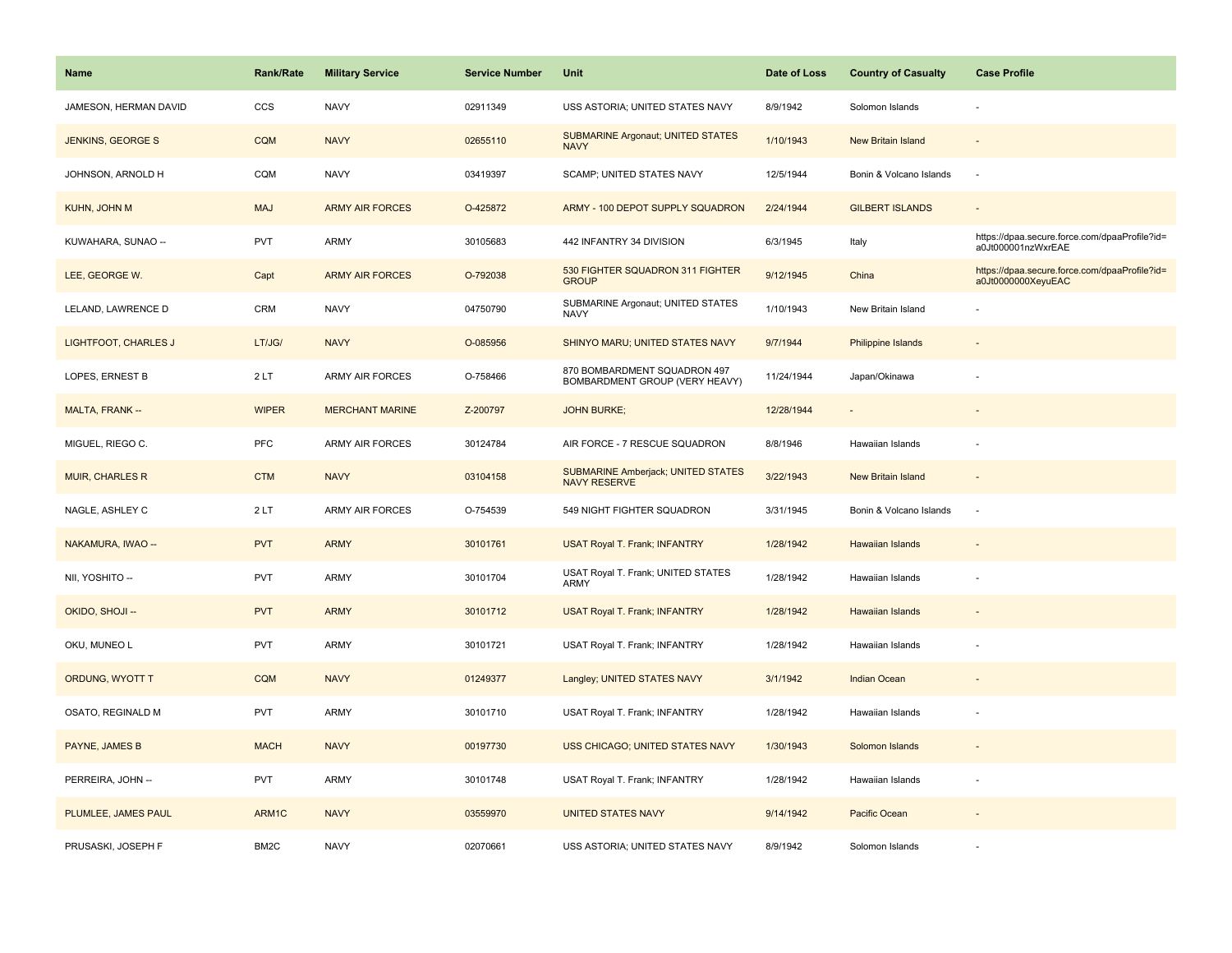| Name | Rank/Rate | Military Service | Service Number | Unit | Date of Loss | Country of Casualty | Case Profile |
|---|---|---|---|---|---|---|---|
| JAMESON, HERMAN DAVID | CCS | NAVY | 02911349 | USS ASTORIA; UNITED STATES NAVY | 8/9/1942 | Solomon Islands | - |
| JENKINS, GEORGE S | CQM | NAVY | 02655110 | SUBMARINE Argonaut; UNITED STATES NAVY | 1/10/1943 | New Britain Island | - |
| JOHNSON, ARNOLD H | CQM | NAVY | 03419397 | SCAMP; UNITED STATES NAVY | 12/5/1944 | Bonin & Volcano Islands | - |
| KUHN, JOHN M | MAJ | ARMY AIR FORCES | O-425872 | ARMY - 100 DEPOT SUPPLY SQUADRON | 2/24/1944 | GILBERT ISLANDS | - |
| KUWAHARA, SUNAO -- | PVT | ARMY | 30105683 | 442 INFANTRY 34 DIVISION | 6/3/1945 | Italy | https://dpaa.secure.force.com/dpaaProfile?id=a0Jt000001nzWxrEAE |
| LEE, GEORGE W. | Capt | ARMY AIR FORCES | O-792038 | 530 FIGHTER SQUADRON 311 FIGHTER GROUP | 9/12/1945 | China | https://dpaa.secure.force.com/dpaaProfile?id=a0Jt0000000XeyuEAC |
| LELAND, LAWRENCE D | CRM | NAVY | 04750790 | SUBMARINE Argonaut; UNITED STATES NAVY | 1/10/1943 | New Britain Island | - |
| LIGHTFOOT, CHARLES J | LT/JG/ | NAVY | O-085956 | SHINYO MARU; UNITED STATES NAVY | 9/7/1944 | Philippine Islands | - |
| LOPES, ERNEST B | 2 LT | ARMY AIR FORCES | O-758466 | 870 BOMBARDMENT SQUADRON 497 BOMBARDMENT GROUP (VERY HEAVY) | 11/24/1944 | Japan/Okinawa | - |
| MALTA, FRANK -- | WIPER | MERCHANT MARINE | Z-200797 | JOHN BURKE; | 12/28/1944 | - | - |
| MIGUEL, RIEGO C. | PFC | ARMY AIR FORCES | 30124784 | AIR FORCE - 7 RESCUE SQUADRON | 8/8/1946 | Hawaiian Islands | - |
| MUIR, CHARLES R | CTM | NAVY | 03104158 | SUBMARINE Amberjack; UNITED STATES NAVY RESERVE | 3/22/1943 | New Britain Island | - |
| NAGLE, ASHLEY C | 2 LT | ARMY AIR FORCES | O-754539 | 549 NIGHT FIGHTER SQUADRON | 3/31/1945 | Bonin & Volcano Islands | - |
| NAKAMURA, IWAO -- | PVT | ARMY | 30101761 | USAT Royal T. Frank; INFANTRY | 1/28/1942 | Hawaiian Islands | - |
| NII, YOSHITO -- | PVT | ARMY | 30101704 | USAT Royal T. Frank; UNITED STATES ARMY | 1/28/1942 | Hawaiian Islands | - |
| OKIDO, SHOJI -- | PVT | ARMY | 30101712 | USAT Royal T. Frank; INFANTRY | 1/28/1942 | Hawaiian Islands | - |
| OKU, MUNEO L | PVT | ARMY | 30101721 | USAT Royal T. Frank; INFANTRY | 1/28/1942 | Hawaiian Islands | - |
| ORDUNG, WYOTT T | CQM | NAVY | 01249377 | Langley; UNITED STATES NAVY | 3/1/1942 | Indian Ocean | - |
| OSATO, REGINALD M | PVT | ARMY | 30101710 | USAT Royal T. Frank; INFANTRY | 1/28/1942 | Hawaiian Islands | - |
| PAYNE, JAMES B | MACH | NAVY | 00197730 | USS CHICAGO; UNITED STATES NAVY | 1/30/1943 | Solomon Islands | - |
| PERREIRA, JOHN -- | PVT | ARMY | 30101748 | USAT Royal T. Frank; INFANTRY | 1/28/1942 | Hawaiian Islands | - |
| PLUMLEE, JAMES PAUL | ARM1C | NAVY | 03559970 | UNITED STATES NAVY | 9/14/1942 | Pacific Ocean | - |
| PRUSASKI, JOSEPH F | BM2C | NAVY | 02070661 | USS ASTORIA; UNITED STATES NAVY | 8/9/1942 | Solomon Islands | - |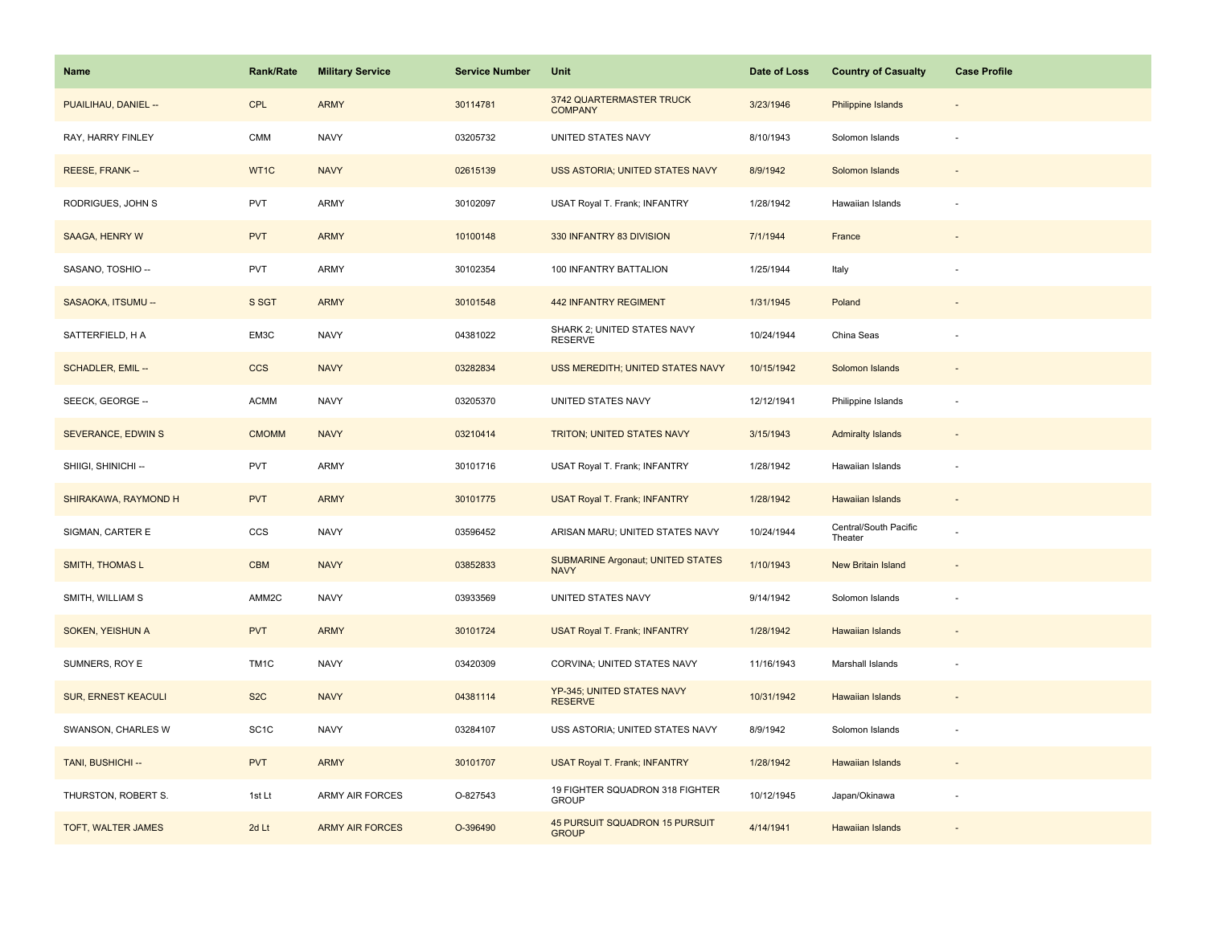| Name | Rank/Rate | Military Service | Service Number | Unit | Date of Loss | Country of Casualty | Case Profile |
| --- | --- | --- | --- | --- | --- | --- | --- |
| PUAILIHAU, DANIEL -- | CPL | ARMY | 30114781 | 3742 QUARTERMASTER TRUCK COMPANY | 3/23/1946 | Philippine Islands | - |
| RAY, HARRY FINLEY | CMM | NAVY | 03205732 | UNITED STATES NAVY | 8/10/1943 | Solomon Islands | - |
| REESE, FRANK -- | WT1C | NAVY | 02615139 | USS ASTORIA; UNITED STATES NAVY | 8/9/1942 | Solomon Islands | - |
| RODRIGUES, JOHN S | PVT | ARMY | 30102097 | USAT Royal T. Frank; INFANTRY | 1/28/1942 | Hawaiian Islands | - |
| SAAGA, HENRY W | PVT | ARMY | 10100148 | 330 INFANTRY 83 DIVISION | 7/1/1944 | France | - |
| SASANO, TOSHIO -- | PVT | ARMY | 30102354 | 100 INFANTRY BATTALION | 1/25/1944 | Italy | - |
| SASAOKA, ITSUMU -- | S SGT | ARMY | 30101548 | 442 INFANTRY REGIMENT | 1/31/1945 | Poland | - |
| SATTERFIELD, H A | EM3C | NAVY | 04381022 | SHARK 2; UNITED STATES NAVY RESERVE | 10/24/1944 | China Seas | - |
| SCHADLER, EMIL -- | CCS | NAVY | 03282834 | USS MEREDITH; UNITED STATES NAVY | 10/15/1942 | Solomon Islands | - |
| SEECK, GEORGE -- | ACMM | NAVY | 03205370 | UNITED STATES NAVY | 12/12/1941 | Philippine Islands | - |
| SEVERANCE, EDWIN S | CMOMM | NAVY | 03210414 | TRITON; UNITED STATES NAVY | 3/15/1943 | Admiralty Islands | - |
| SHIIGI, SHINICHI -- | PVT | ARMY | 30101716 | USAT Royal T. Frank; INFANTRY | 1/28/1942 | Hawaiian Islands | - |
| SHIRAKAWA, RAYMOND H | PVT | ARMY | 30101775 | USAT Royal T. Frank; INFANTRY | 1/28/1942 | Hawaiian Islands | - |
| SIGMAN, CARTER E | CCS | NAVY | 03596452 | ARISAN MARU; UNITED STATES NAVY | 10/24/1944 | Central/South Pacific Theater | - |
| SMITH, THOMAS L | CBM | NAVY | 03852833 | SUBMARINE Argonaut; UNITED STATES NAVY | 1/10/1943 | New Britain Island | - |
| SMITH, WILLIAM S | AMM2C | NAVY | 03933569 | UNITED STATES NAVY | 9/14/1942 | Solomon Islands | - |
| SOKEN, YEISHUN A | PVT | ARMY | 30101724 | USAT Royal T. Frank; INFANTRY | 1/28/1942 | Hawaiian Islands | - |
| SUMNERS, ROY E | TM1C | NAVY | 03420309 | CORVINA; UNITED STATES NAVY | 11/16/1943 | Marshall Islands | - |
| SUR, ERNEST KEACULI | S2C | NAVY | 04381114 | YP-345; UNITED STATES NAVY RESERVE | 10/31/1942 | Hawaiian Islands | - |
| SWANSON, CHARLES W | SC1C | NAVY | 03284107 | USS ASTORIA; UNITED STATES NAVY | 8/9/1942 | Solomon Islands | - |
| TANI, BUSHICHI -- | PVT | ARMY | 30101707 | USAT Royal T. Frank; INFANTRY | 1/28/1942 | Hawaiian Islands | - |
| THURSTON, ROBERT S. | 1st Lt | ARMY AIR FORCES | O-827543 | 19 FIGHTER SQUADRON 318 FIGHTER GROUP | 10/12/1945 | Japan/Okinawa | - |
| TOFT, WALTER JAMES | 2d Lt | ARMY AIR FORCES | O-396490 | 45 PURSUIT SQUADRON 15 PURSUIT GROUP | 4/14/1941 | Hawaiian Islands | - |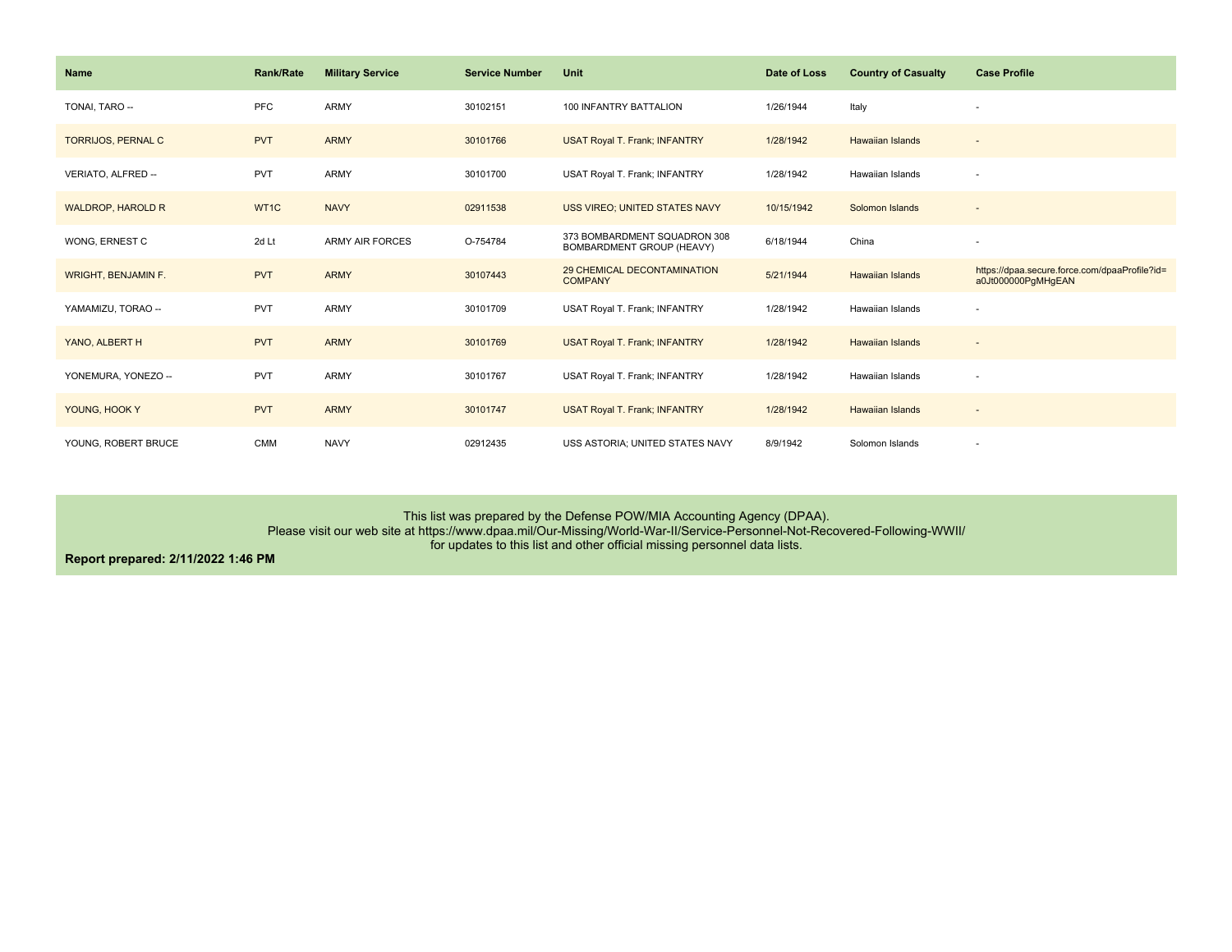| Name | Rank/Rate | Military Service | Service Number | Unit | Date of Loss | Country of Casualty | Case Profile |
|---|---|---|---|---|---|---|---|
| TONAI, TARO -- | PFC | ARMY | 30102151 | 100 INFANTRY BATTALION | 1/26/1944 | Italy | - |
| TORRIJOS, PERNAL C | PVT | ARMY | 30101766 | USAT Royal T. Frank; INFANTRY | 1/28/1942 | Hawaiian Islands | - |
| VERIATO, ALFRED -- | PVT | ARMY | 30101700 | USAT Royal T. Frank; INFANTRY | 1/28/1942 | Hawaiian Islands | - |
| WALDROP, HAROLD R | WT1C | NAVY | 02911538 | USS VIREO; UNITED STATES NAVY | 10/15/1942 | Solomon Islands | - |
| WONG, ERNEST C | 2d Lt | ARMY AIR FORCES | O-754784 | 373 BOMBARDMENT SQUADRON 308 BOMBARDMENT GROUP (HEAVY) | 6/18/1944 | China | - |
| WRIGHT, BENJAMIN F. | PVT | ARMY | 30107443 | 29 CHEMICAL DECONTAMINATION COMPANY | 5/21/1944 | Hawaiian Islands | https://dpaa.secure.force.com/dpaaProfile?id=a0Jt000000PgMHgEAN |
| YAMAMIZU, TORAO -- | PVT | ARMY | 30101709 | USAT Royal T. Frank; INFANTRY | 1/28/1942 | Hawaiian Islands | - |
| YANO, ALBERT H | PVT | ARMY | 30101769 | USAT Royal T. Frank; INFANTRY | 1/28/1942 | Hawaiian Islands | - |
| YONEMURA, YONEZO -- | PVT | ARMY | 30101767 | USAT Royal T. Frank; INFANTRY | 1/28/1942 | Hawaiian Islands | - |
| YOUNG, HOOK Y | PVT | ARMY | 30101747 | USAT Royal T. Frank; INFANTRY | 1/28/1942 | Hawaiian Islands | - |
| YOUNG, ROBERT BRUCE | CMM | NAVY | 02912435 | USS ASTORIA; UNITED STATES NAVY | 8/9/1942 | Solomon Islands | - |

This list was prepared by the Defense POW/MIA Accounting Agency (DPAA).
Please visit our web site at https://www.dpaa.mil/Our-Missing/World-War-II/Service-Personnel-Not-Recovered-Following-WWII/ for updates to this list and other official missing personnel data lists.

**Report prepared: 2/11/2022 1:46 PM**